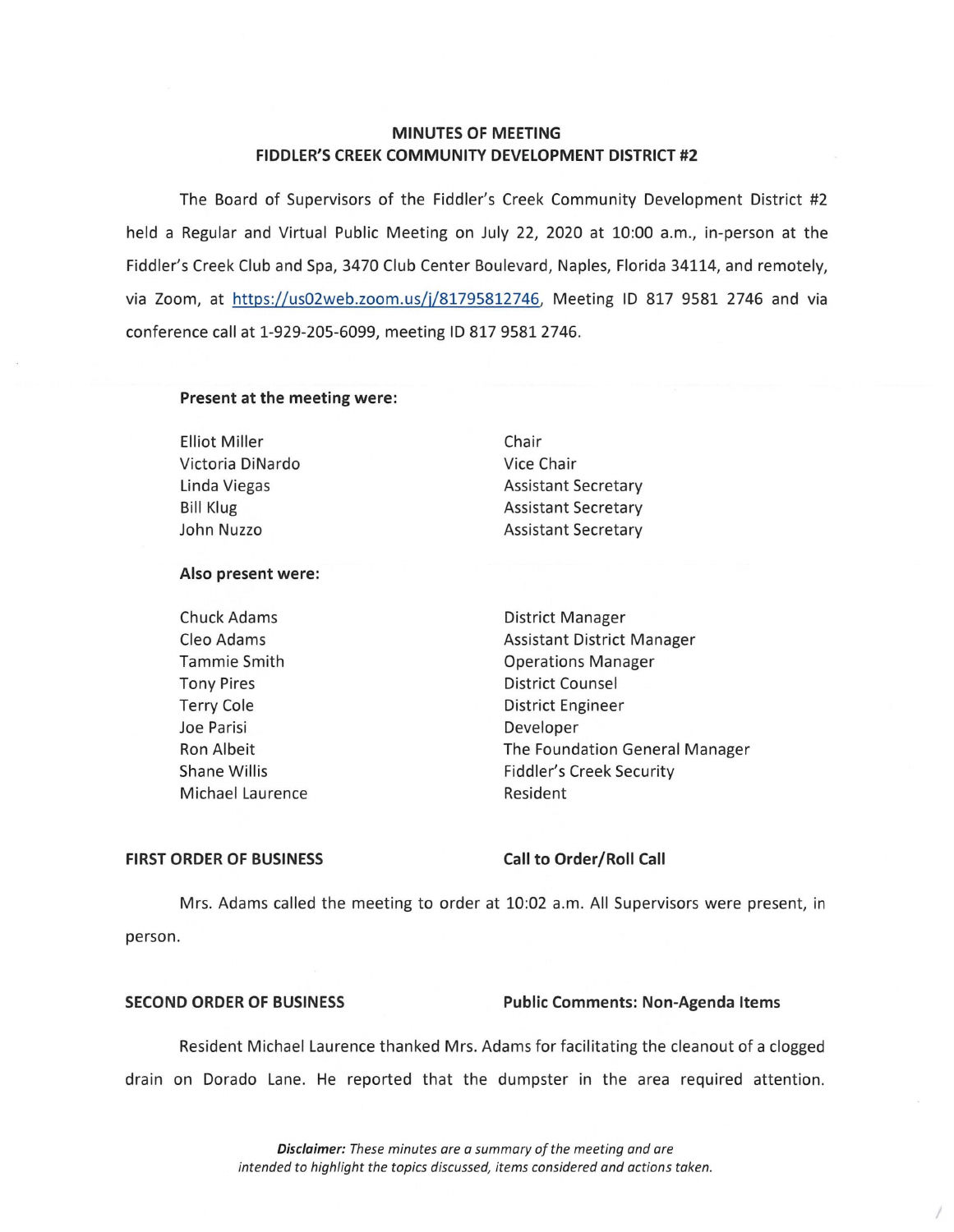# MINUTES OF MEETING
# FIDDLER'S CREEK COMMUNITY DEVELOPMENT DISTRICT #2

The Board of Supervisors of the Fiddler's Creek Community Development District #2 held a Regular and Virtual Public Meeting on July 22, 2020 at 10:00 a.m., in-person at the Fiddler's Creek Club and Spa, 3470 Club Center Boulevard, Naples, Florida 34114, and remotely, via Zoom, at https://us02web.zoom.us/j/81795812746, Meeting ID 817 9581 2746 and via conference call at 1-929-205-6099, meeting ID 817 9581 2746.

**Present at the meeting were:**

| | |
|---|---|
| Elliot Miller | Chair |
| Victoria DiNardo | Vice Chair |
| Linda Viegas | Assistant Secretary |
| Bill Klug | Assistant Secretary |
| John Nuzzo | Assistant Secretary |

**Also present were:**

| | |
|---|---|
| Chuck Adams | District Manager |
| Cleo Adams | Assistant District Manager |
| Tammie Smith | Operations Manager |
| Tony Pires | District Counsel |
| Terry Cole | District Engineer |
| Joe Parisi | Developer |
| Ron Albeit | The Foundation General Manager |
| Shane Willis | Fiddler's Creek Security |
| Michael Laurence | Resident |

**FIRST ORDER OF BUSINESS** **Call to Order/Roll Call**

Mrs. Adams called the meeting to order at 10:02 a.m. All Supervisors were present, in person.

**SECOND ORDER OF BUSINESS** **Public Comments: Non-Agenda Items**

Resident Michael Laurence thanked Mrs. Adams for facilitating the cleanout of a clogged drain on Dorado Lane. He reported that the dumpster in the area required attention.

***Disclaimer:*** *These minutes are a summary of the meeting and are intended to highlight the topics discussed, items considered and actions taken.*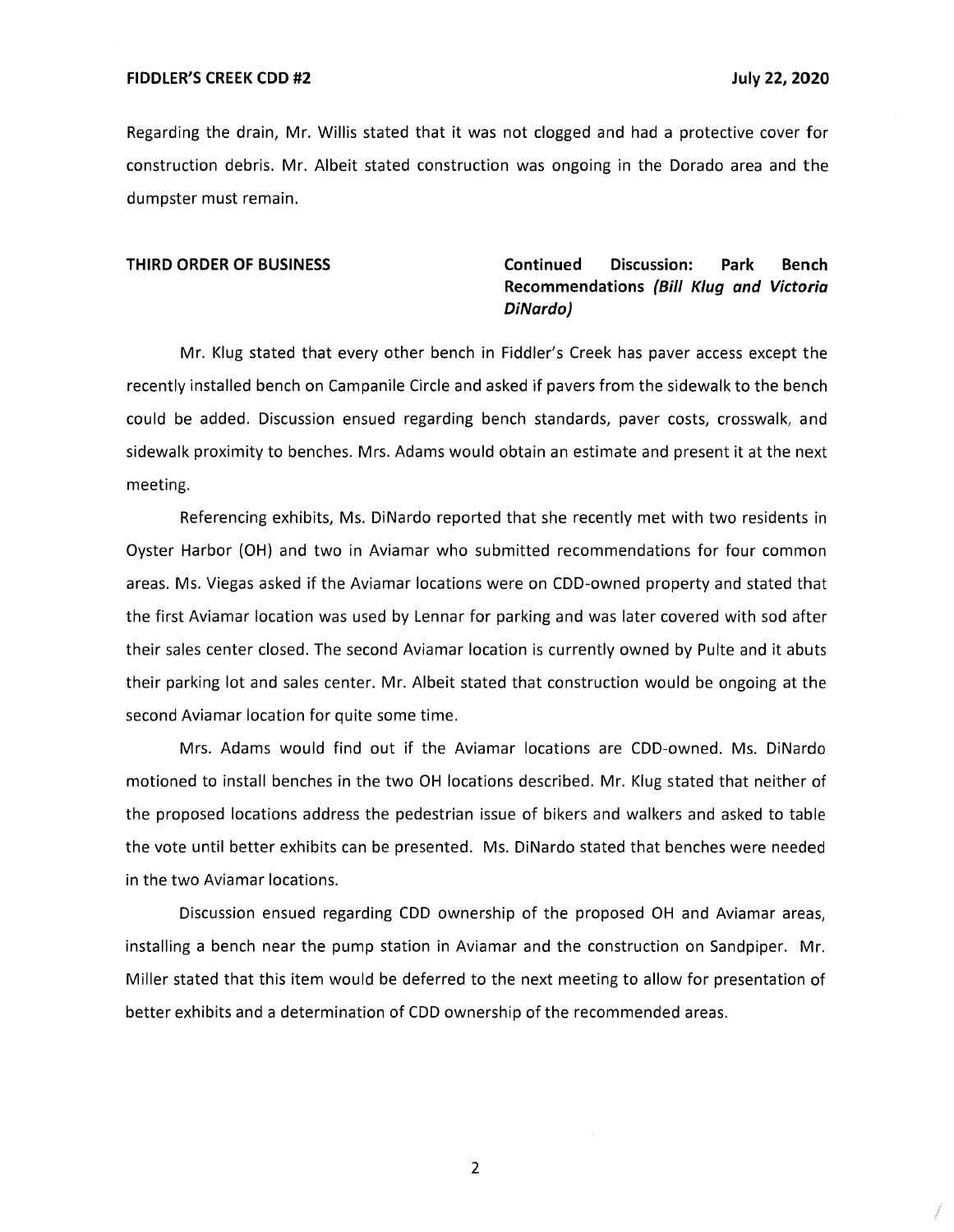Regarding the drain, Mr. Willis stated that it was not clogged and had a protective cover for construction debris. Mr. Albeit stated construction was ongoing in the Dorado area and the dumpster must remain.

**THIRD ORDER OF BUSINESS** **Continued Discussion: Park Bench Recommendations *(Bill Klug and Victoria DiNardo)***

Mr. Klug stated that every other bench in Fiddler's Creek has paver access except the recently installed bench on Campanile Circle and asked if pavers from the sidewalk to the bench could be added. Discussion ensued regarding bench standards, paver costs, crosswalk, and sidewalk proximity to benches. Mrs. Adams would obtain an estimate and present it at the next meeting.

Referencing exhibits, Ms. DiNardo reported that she recently met with two residents in Oyster Harbor (OH) and two in Aviamar who submitted recommendations for four common areas. Ms. Viegas asked if the Aviamar locations were on CDD-owned property and stated that the first Aviamar location was used by Lennar for parking and was later covered with sod after their sales center closed. The second Aviamar location is currently owned by Pulte and it abuts their parking lot and sales center. Mr. Albeit stated that construction would be ongoing at the second Aviamar location for quite some time.

Mrs. Adams would find out if the Aviamar locations are CDD-owned. Ms. DiNardo motioned to install benches in the two OH locations described. Mr. Klug stated that neither of the proposed locations address the pedestrian issue of bikers and walkers and asked to table the vote until better exhibits can be presented. Ms. DiNardo stated that benches were needed in the two Aviamar locations.

Discussion ensued regarding CDD ownership of the proposed OH and Aviamar areas, installing a bench near the pump station in Aviamar and the construction on Sandpiper. Mr. Miller stated that this item would be deferred to the next meeting to allow for presentation of better exhibits and a determination of CDD ownership of the recommended areas.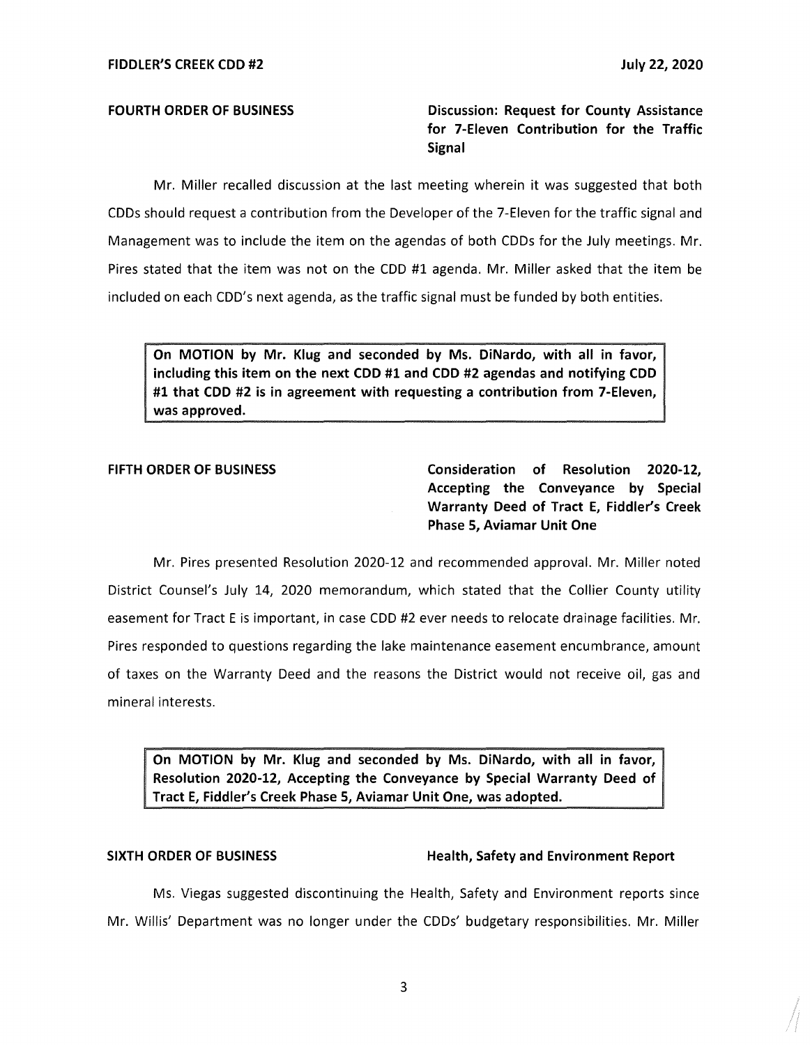**FOURTH ORDER OF BUSINESS** **Discussion: Request for County Assistance for 7-Eleven Contribution for the Traffic Signal**

Mr. Miller recalled discussion at the last meeting wherein it was suggested that both CDDs should request a contribution from the Developer of the 7-Eleven for the traffic signal and Management was to include the item on the agendas of both CDDs for the July meetings. Mr. Pires stated that the item was not on the CDD #1 agenda. Mr. Miller asked that the item be included on each CDD's next agenda, as the traffic signal must be funded by both entities.

> **On MOTION by Mr. Klug and seconded by Ms. DiNardo, with all in favor, including this item on the next CDD #1 and CDD #2 agendas and notifying CDD #1 that CDD #2 is in agreement with requesting a contribution from 7-Eleven, was approved.**

**FIFTH ORDER OF BUSINESS** **Consideration of Resolution 2020-12, Accepting the Conveyance by Special Warranty Deed of Tract E, Fiddler's Creek Phase 5, Aviamar Unit One**

Mr. Pires presented Resolution 2020-12 and recommended approval. Mr. Miller noted District Counsel's July 14, 2020 memorandum, which stated that the Collier County utility easement for Tract E is important, in case CDD #2 ever needs to relocate drainage facilities. Mr. Pires responded to questions regarding the lake maintenance easement encumbrance, amount of taxes on the Warranty Deed and the reasons the District would not receive oil, gas and mineral interests.

> **On MOTION by Mr. Klug and seconded by Ms. DiNardo, with all in favor, Resolution 2020-12, Accepting the Conveyance by Special Warranty Deed of Tract E, Fiddler's Creek Phase 5, Aviamar Unit One, was adopted.**

**SIXTH ORDER OF BUSINESS** **Health, Safety and Environment Report**

Ms. Viegas suggested discontinuing the Health, Safety and Environment reports since Mr. Willis' Department was no longer under the CDDs' budgetary responsibilities. Mr. Miller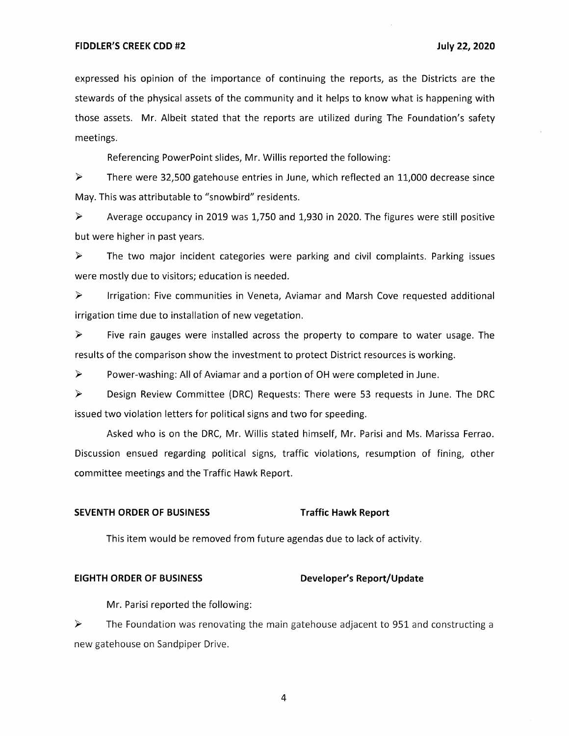expressed his opinion of the importance of continuing the reports, as the Districts are the stewards of the physical assets of the community and it helps to know what is happening with those assets. Mr. Albeit stated that the reports are utilized during The Foundation's safety meetings.

Referencing PowerPoint slides, Mr. Willis reported the following:

- There were 32,500 gatehouse entries in June, which reflected an 11,000 decrease since May. This was attributable to "snowbird" residents.
- Average occupancy in 2019 was 1,750 and 1,930 in 2020. The figures were still positive but were higher in past years.
- The two major incident categories were parking and civil complaints. Parking issues were mostly due to visitors; education is needed.
- Irrigation: Five communities in Veneta, Aviamar and Marsh Cove requested additional irrigation time due to installation of new vegetation.
- Five rain gauges were installed across the property to compare to water usage. The results of the comparison show the investment to protect District resources is working.
- Power-washing: All of Aviamar and a portion of OH were completed in June.
- Design Review Committee (DRC) Requests: There were 53 requests in June. The DRC issued two violation letters for political signs and two for speeding.

Asked who is on the DRC, Mr. Willis stated himself, Mr. Parisi and Ms. Marissa Ferrao. Discussion ensued regarding political signs, traffic violations, resumption of fining, other committee meetings and the Traffic Hawk Report.

**SEVENTH ORDER OF BUSINESS** **Traffic Hawk Report**

This item would be removed from future agendas due to lack of activity.

**EIGHTH ORDER OF BUSINESS** **Developer's Report/Update**

Mr. Parisi reported the following:

- The Foundation was renovating the main gatehouse adjacent to 951 and constructing a new gatehouse on Sandpiper Drive.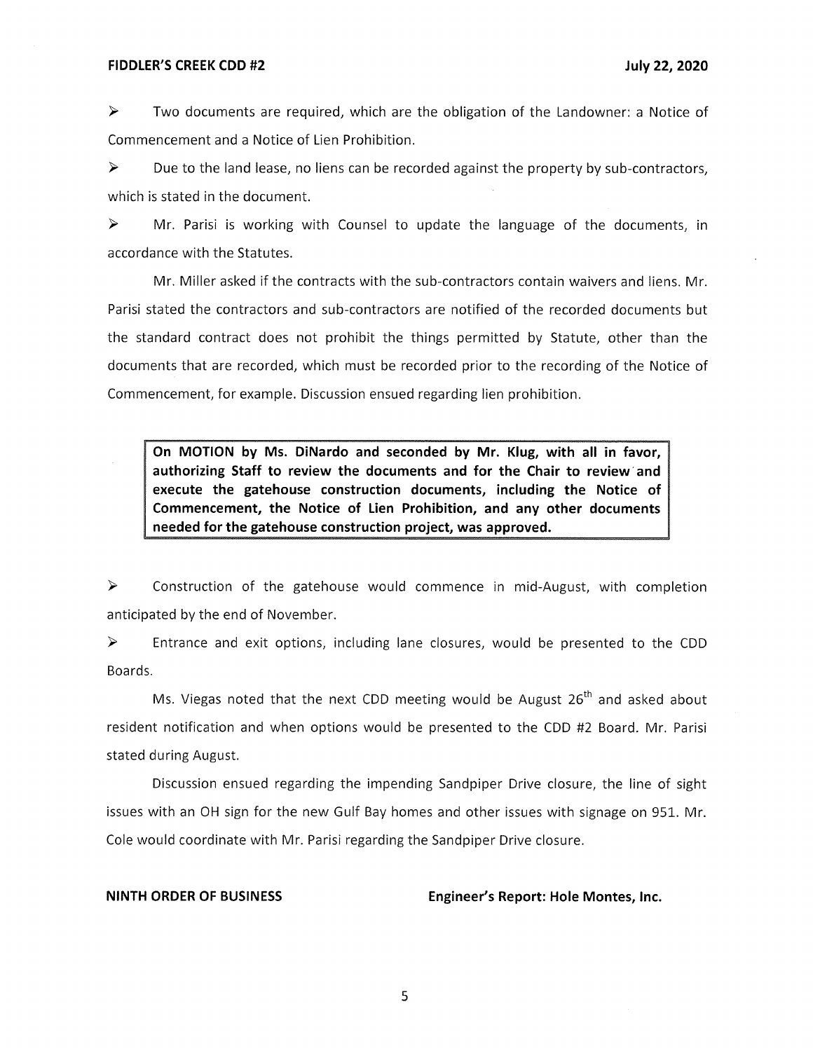- Two documents are required, which are the obligation of the Landowner: a Notice of Commencement and a Notice of Lien Prohibition.

- Due to the land lease, no liens can be recorded against the property by sub-contractors, which is stated in the document.

- Mr. Parisi is working with Counsel to update the language of the documents, in accordance with the Statutes.

Mr. Miller asked if the contracts with the sub-contractors contain waivers and liens. Mr. Parisi stated the contractors and sub-contractors are notified of the recorded documents but the standard contract does not prohibit the things permitted by Statute, other than the documents that are recorded, which must be recorded prior to the recording of the Notice of Commencement, for example. Discussion ensued regarding lien prohibition.

**On MOTION by Ms. DiNardo and seconded by Mr. Klug, with all in favor, authorizing Staff to review the documents and for the Chair to review and execute the gatehouse construction documents, including the Notice of Commencement, the Notice of Lien Prohibition, and any other documents needed for the gatehouse construction project, was approved.**

- Construction of the gatehouse would commence in mid-August, with completion anticipated by the end of November.

- Entrance and exit options, including lane closures, would be presented to the CDD Boards.

Ms. Viegas noted that the next CDD meeting would be August 26th and asked about resident notification and when options would be presented to the CDD #2 Board. Mr. Parisi stated during August.

Discussion ensued regarding the impending Sandpiper Drive closure, the line of sight issues with an OH sign for the new Gulf Bay homes and other issues with signage on 951. Mr. Cole would coordinate with Mr. Parisi regarding the Sandpiper Drive closure.

**NINTH ORDER OF BUSINESS** **Engineer's Report: Hole Montes, Inc.**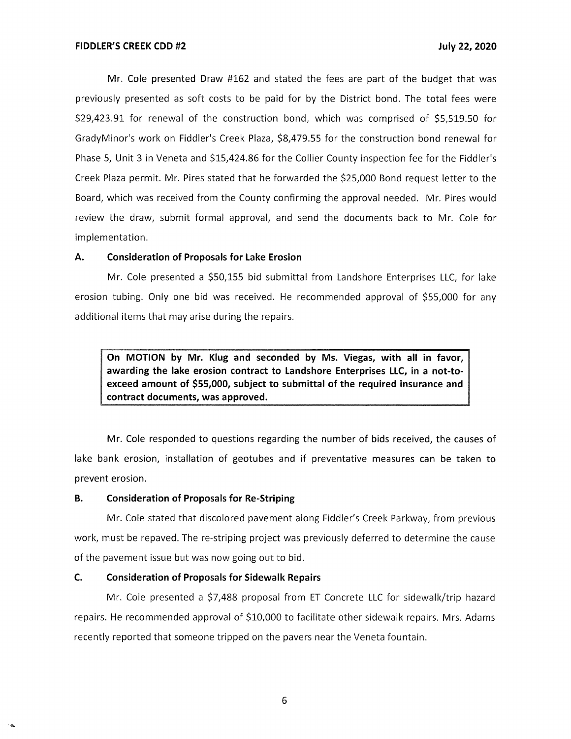Mr. Cole presented Draw #162 and stated the fees are part of the budget that was previously presented as soft costs to be paid for by the District bond. The total fees were $29,423.91 for renewal of the construction bond, which was comprised of $5,519.50 for GradyMinor's work on Fiddler's Creek Plaza, $8,479.55 for the construction bond renewal for Phase 5, Unit 3 in Veneta and $15,424.86 for the Collier County inspection fee for the Fiddler's Creek Plaza permit. Mr. Pires stated that he forwarded the $25,000 Bond request letter to the Board, which was received from the County confirming the approval needed. Mr. Pires would review the draw, submit formal approval, and send the documents back to Mr. Cole for implementation.

### A. Consideration of Proposals for Lake Erosion

Mr. Cole presented a $50,155 bid submittal from Landshore Enterprises LLC, for lake erosion tubing. Only one bid was received. He recommended approval of $55,000 for any additional items that may arise during the repairs.

**On MOTION by Mr. Klug and seconded by Ms. Viegas, with all in favor, awarding the lake erosion contract to Landshore Enterprises LLC, in a not-to-exceed amount of $55,000, subject to submittal of the required insurance and contract documents, was approved.**

Mr. Cole responded to questions regarding the number of bids received, the causes of lake bank erosion, installation of geotubes and if preventative measures can be taken to prevent erosion.

### B. Consideration of Proposals for Re-Striping

Mr. Cole stated that discolored pavement along Fiddler's Creek Parkway, from previous work, must be repaved. The re-striping project was previously deferred to determine the cause of the pavement issue but was now going out to bid.

### C. Consideration of Proposals for Sidewalk Repairs

Mr. Cole presented a $7,488 proposal from ET Concrete LLC for sidewalk/trip hazard repairs. He recommended approval of $10,000 to facilitate other sidewalk repairs. Mrs. Adams recently reported that someone tripped on the pavers near the Veneta fountain.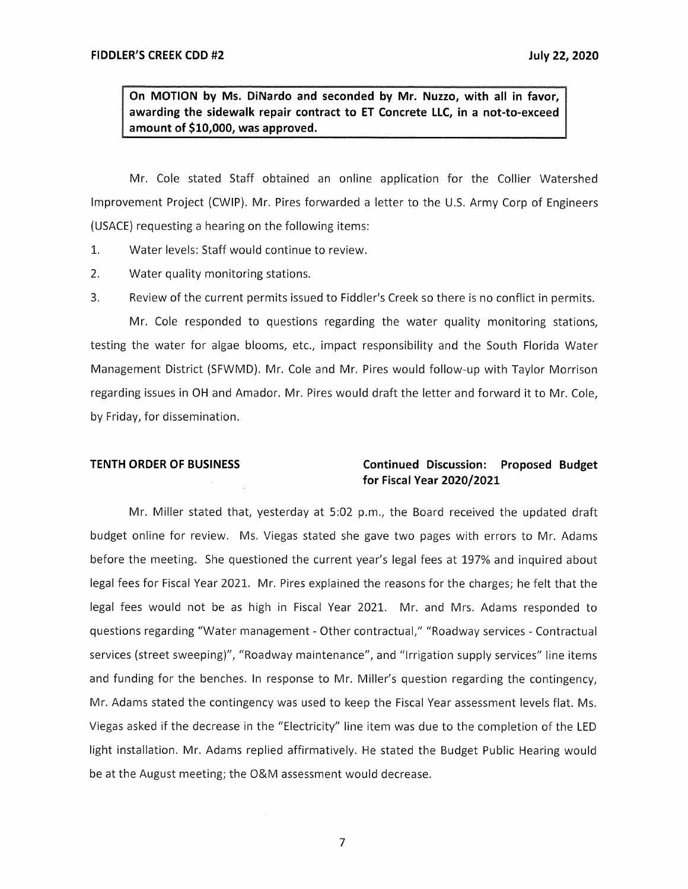**On MOTION by Ms. DiNardo and seconded by Mr. Nuzzo, with all in favor, awarding the sidewalk repair contract to ET Concrete LLC, in a not-to-exceed amount of $10,000, was approved.**

Mr. Cole stated Staff obtained an online application for the Collier Watershed Improvement Project (CWIP). Mr. Pires forwarded a letter to the U.S. Army Corp of Engineers (USACE) requesting a hearing on the following items:

1. Water levels: Staff would continue to review.
2. Water quality monitoring stations.
3. Review of the current permits issued to Fiddler's Creek so there is no conflict in permits.

Mr. Cole responded to questions regarding the water quality monitoring stations, testing the water for algae blooms, etc., impact responsibility and the South Florida Water Management District (SFWMD). Mr. Cole and Mr. Pires would follow-up with Taylor Morrison regarding issues in OH and Amador. Mr. Pires would draft the letter and forward it to Mr. Cole, by Friday, for dissemination.

**TENTH ORDER OF BUSINESS** **Continued Discussion: Proposed Budget for Fiscal Year 2020/2021**

Mr. Miller stated that, yesterday at 5:02 p.m., the Board received the updated draft budget online for review. Ms. Viegas stated she gave two pages with errors to Mr. Adams before the meeting. She questioned the current year's legal fees at 197% and inquired about legal fees for Fiscal Year 2021. Mr. Pires explained the reasons for the charges; he felt that the legal fees would not be as high in Fiscal Year 2021. Mr. and Mrs. Adams responded to questions regarding "Water management - Other contractual," "Roadway services - Contractual services (street sweeping)", "Roadway maintenance", and "Irrigation supply services" line items and funding for the benches. In response to Mr. Miller's question regarding the contingency, Mr. Adams stated the contingency was used to keep the Fiscal Year assessment levels flat. Ms. Viegas asked if the decrease in the "Electricity" line item was due to the completion of the LED light installation. Mr. Adams replied affirmatively. He stated the Budget Public Hearing would be at the August meeting; the O&M assessment would decrease.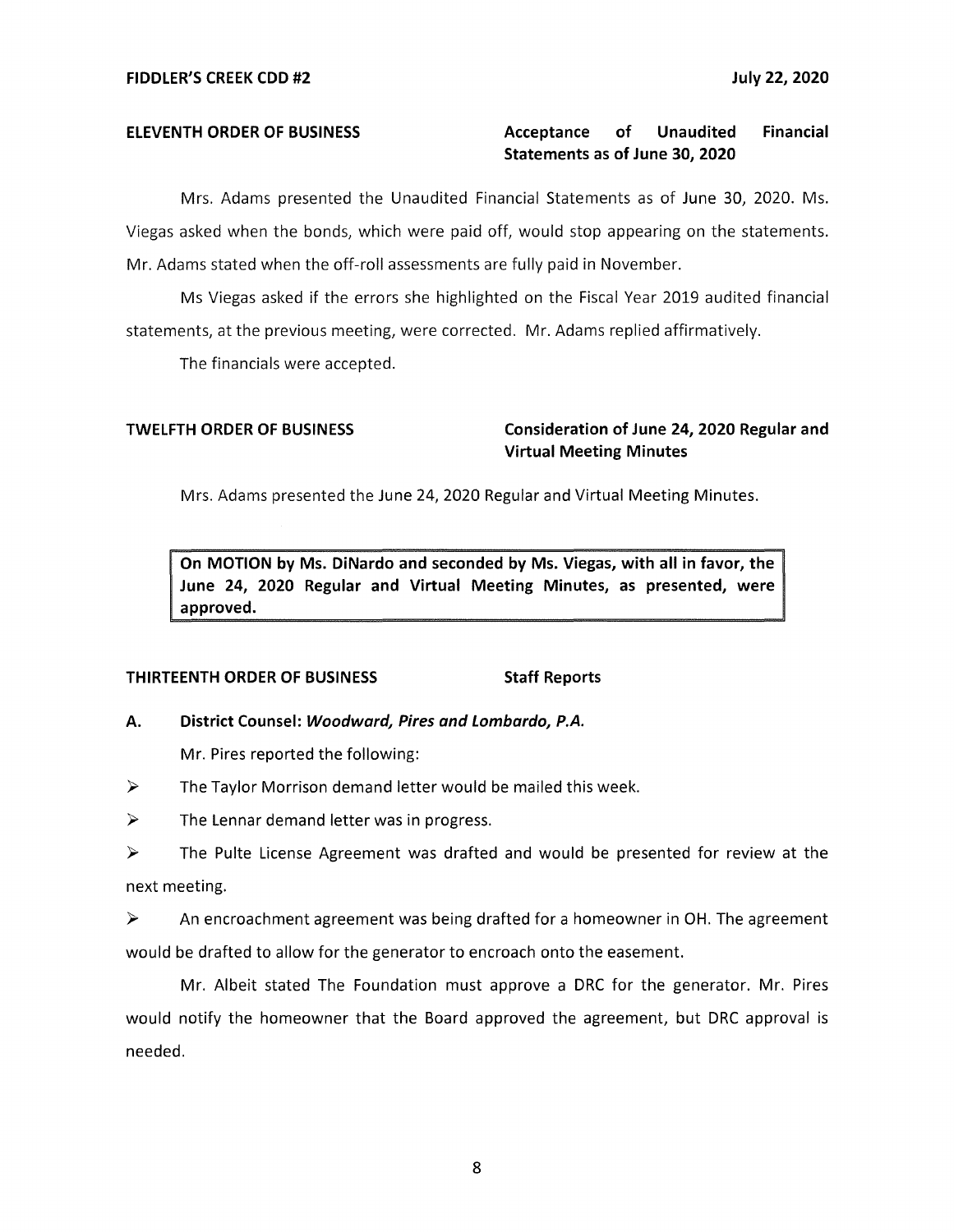**ELEVENTH ORDER OF BUSINESS** **Acceptance of Unaudited Financial Statements as of June 30, 2020**

Mrs. Adams presented the Unaudited Financial Statements as of June 30, 2020. Ms. Viegas asked when the bonds, which were paid off, would stop appearing on the statements. Mr. Adams stated when the off-roll assessments are fully paid in November.

Ms Viegas asked if the errors she highlighted on the Fiscal Year 2019 audited financial statements, at the previous meeting, were corrected. Mr. Adams replied affirmatively.

The financials were accepted.

**TWELFTH ORDER OF BUSINESS** **Consideration of June 24, 2020 Regular and Virtual Meeting Minutes**

Mrs. Adams presented the June 24, 2020 Regular and Virtual Meeting Minutes.

**On MOTION by Ms. DiNardo and seconded by Ms. Viegas, with all in favor, the June 24, 2020 Regular and Virtual Meeting Minutes, as presented, were approved.**

**THIRTEENTH ORDER OF BUSINESS** **Staff Reports**

**A. District Counsel: *Woodward, Pires and Lombardo, P.A.***

Mr. Pires reported the following:

- The Taylor Morrison demand letter would be mailed this week.
- The Lennar demand letter was in progress.
- The Pulte License Agreement was drafted and would be presented for review at the next meeting.
- An encroachment agreement was being drafted for a homeowner in OH. The agreement would be drafted to allow for the generator to encroach onto the easement.

Mr. Albeit stated The Foundation must approve a DRC for the generator. Mr. Pires would notify the homeowner that the Board approved the agreement, but DRC approval is needed.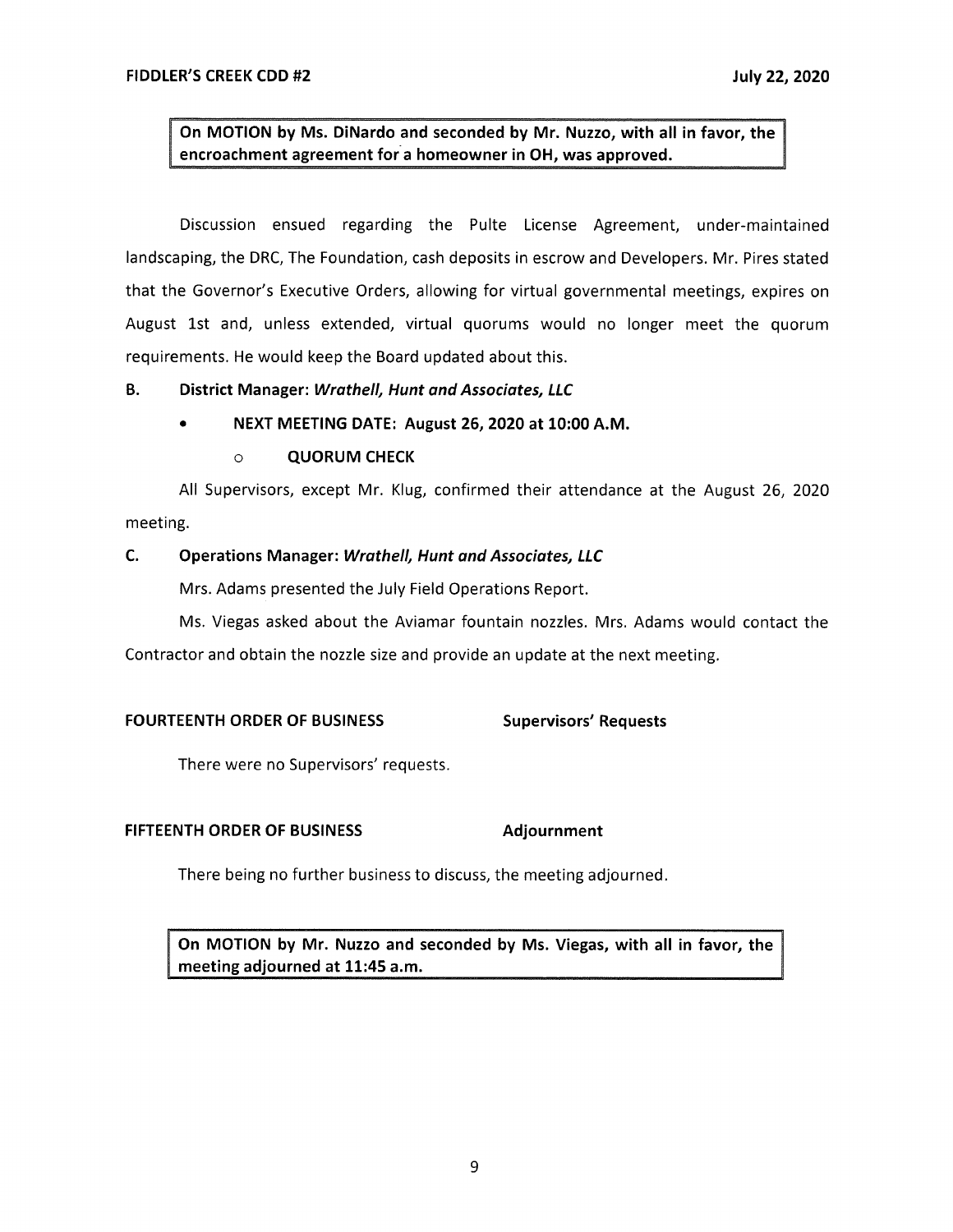**On MOTION by Ms. DiNardo and seconded by Mr. Nuzzo, with all in favor, the encroachment agreement for a homeowner in OH, was approved.**

Discussion ensued regarding the Pulte License Agreement, under-maintained landscaping, the DRC, The Foundation, cash deposits in escrow and Developers. Mr. Pires stated that the Governor's Executive Orders, allowing for virtual governmental meetings, expires on August 1st and, unless extended, virtual quorums would no longer meet the quorum requirements. He would keep the Board updated about this.

**B. District Manager: *Wrathell, Hunt and Associates, LLC***

- **NEXT MEETING DATE: August 26, 2020 at 10:00 A.M.**
  - **QUORUM CHECK**

All Supervisors, except Mr. Klug, confirmed their attendance at the August 26, 2020 meeting.

**C. Operations Manager: *Wrathell, Hunt and Associates, LLC***

Mrs. Adams presented the July Field Operations Report.

Ms. Viegas asked about the Aviamar fountain nozzles. Mrs. Adams would contact the Contractor and obtain the nozzle size and provide an update at the next meeting.

**FOURTEENTH ORDER OF BUSINESS** **Supervisors' Requests**

There were no Supervisors' requests.

**FIFTEENTH ORDER OF BUSINESS** **Adjournment**

There being no further business to discuss, the meeting adjourned.

**On MOTION by Mr. Nuzzo and seconded by Ms. Viegas, with all in favor, the meeting adjourned at 11:45 a.m.**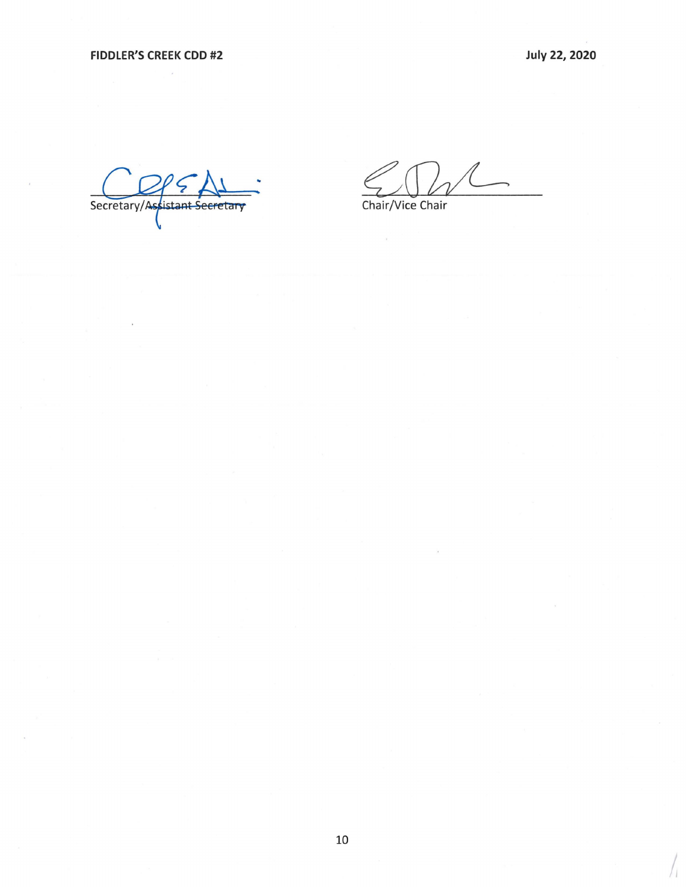Secretary/~~Assistant Secretary~~

Chair/Vice Chair